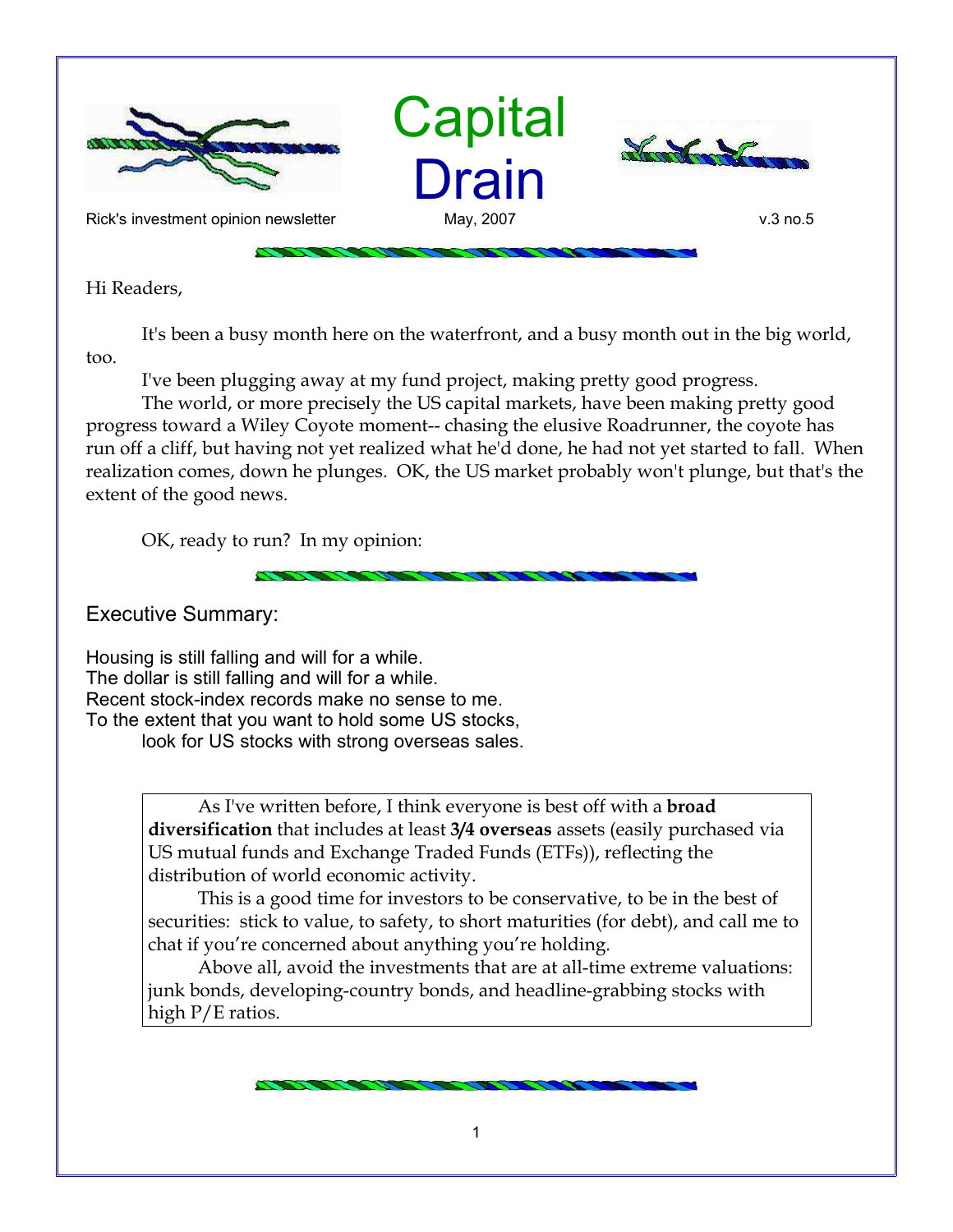# Capital Drain

Rick's investment opinion newsletter — May, 2007 — v.3 no.5

Hi Readers,

It's been a busy month here on the waterfront, and a busy month out in the big world, too.

I've been plugging away at my fund project, making pretty good progress.

The world, or more precisely the US capital markets, have been making pretty good progress toward a Wiley Coyote moment-- chasing the elusive Roadrunner, the coyote has run off a cliff, but having not yet realized what he'd done, he had not yet started to fall. When realization comes, down he plunges. OK, the US market probably won't plunge, but that's the extent of the good news.

OK, ready to run? In my opinion:

## Executive Summary:

Housing is still falling and will for a while.
The dollar is still falling and will for a while.
Recent stock-index records make no sense to me.
To the extent that you want to hold some US stocks,
look for US stocks with strong overseas sales.

> As I've written before, I think everyone is best off with a **broad diversification** that includes at least **3/4 overseas** assets (easily purchased via US mutual funds and Exchange Traded Funds (ETFs)), reflecting the distribution of world economic activity.
>
> This is a good time for investors to be conservative, to be in the best of securities: stick to value, to safety, to short maturities (for debt), and call me to chat if you're concerned about anything you're holding.
>
> Above all, avoid the investments that are at all-time extreme valuations: junk bonds, developing-country bonds, and headline-grabbing stocks with high P/E ratios.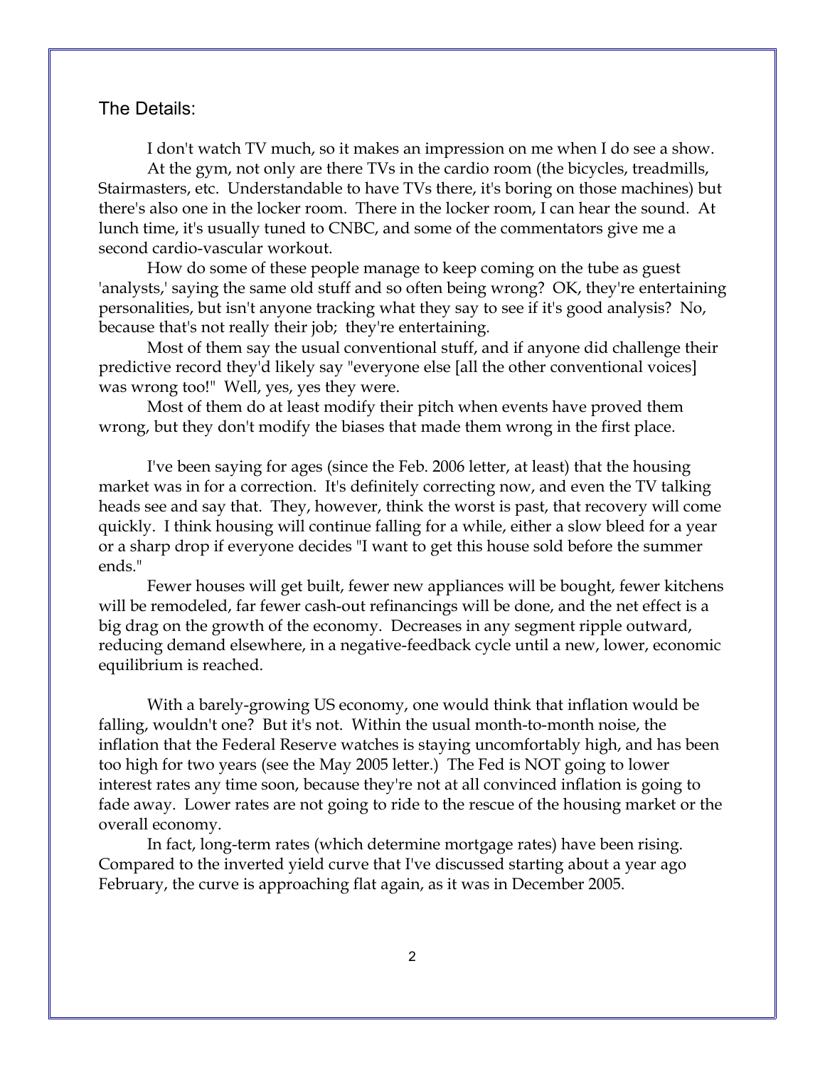## The Details:

I don't watch TV much, so it makes an impression on me when I do see a show.

At the gym, not only are there TVs in the cardio room (the bicycles, treadmills, Stairmasters, etc. Understandable to have TVs there, it's boring on those machines) but there's also one in the locker room. There in the locker room, I can hear the sound. At lunch time, it's usually tuned to CNBC, and some of the commentators give me a second cardio-vascular workout.

How do some of these people manage to keep coming on the tube as guest 'analysts,' saying the same old stuff and so often being wrong? OK, they're entertaining personalities, but isn't anyone tracking what they say to see if it's good analysis? No, because that's not really their job; they're entertaining.

Most of them say the usual conventional stuff, and if anyone did challenge their predictive record they'd likely say "everyone else [all the other conventional voices] was wrong too!" Well, yes, yes they were.

Most of them do at least modify their pitch when events have proved them wrong, but they don't modify the biases that made them wrong in the first place.

I've been saying for ages (since the Feb. 2006 letter, at least) that the housing market was in for a correction. It's definitely correcting now, and even the TV talking heads see and say that. They, however, think the worst is past, that recovery will come quickly. I think housing will continue falling for a while, either a slow bleed for a year or a sharp drop if everyone decides "I want to get this house sold before the summer ends."

Fewer houses will get built, fewer new appliances will be bought, fewer kitchens will be remodeled, far fewer cash-out refinancings will be done, and the net effect is a big drag on the growth of the economy. Decreases in any segment ripple outward, reducing demand elsewhere, in a negative-feedback cycle until a new, lower, economic equilibrium is reached.

With a barely-growing US economy, one would think that inflation would be falling, wouldn't one? But it's not. Within the usual month-to-month noise, the inflation that the Federal Reserve watches is staying uncomfortably high, and has been too high for two years (see the May 2005 letter.) The Fed is NOT going to lower interest rates any time soon, because they're not at all convinced inflation is going to fade away. Lower rates are not going to ride to the rescue of the housing market or the overall economy.

In fact, long-term rates (which determine mortgage rates) have been rising. Compared to the inverted yield curve that I've discussed starting about a year ago February, the curve is approaching flat again, as it was in December 2005.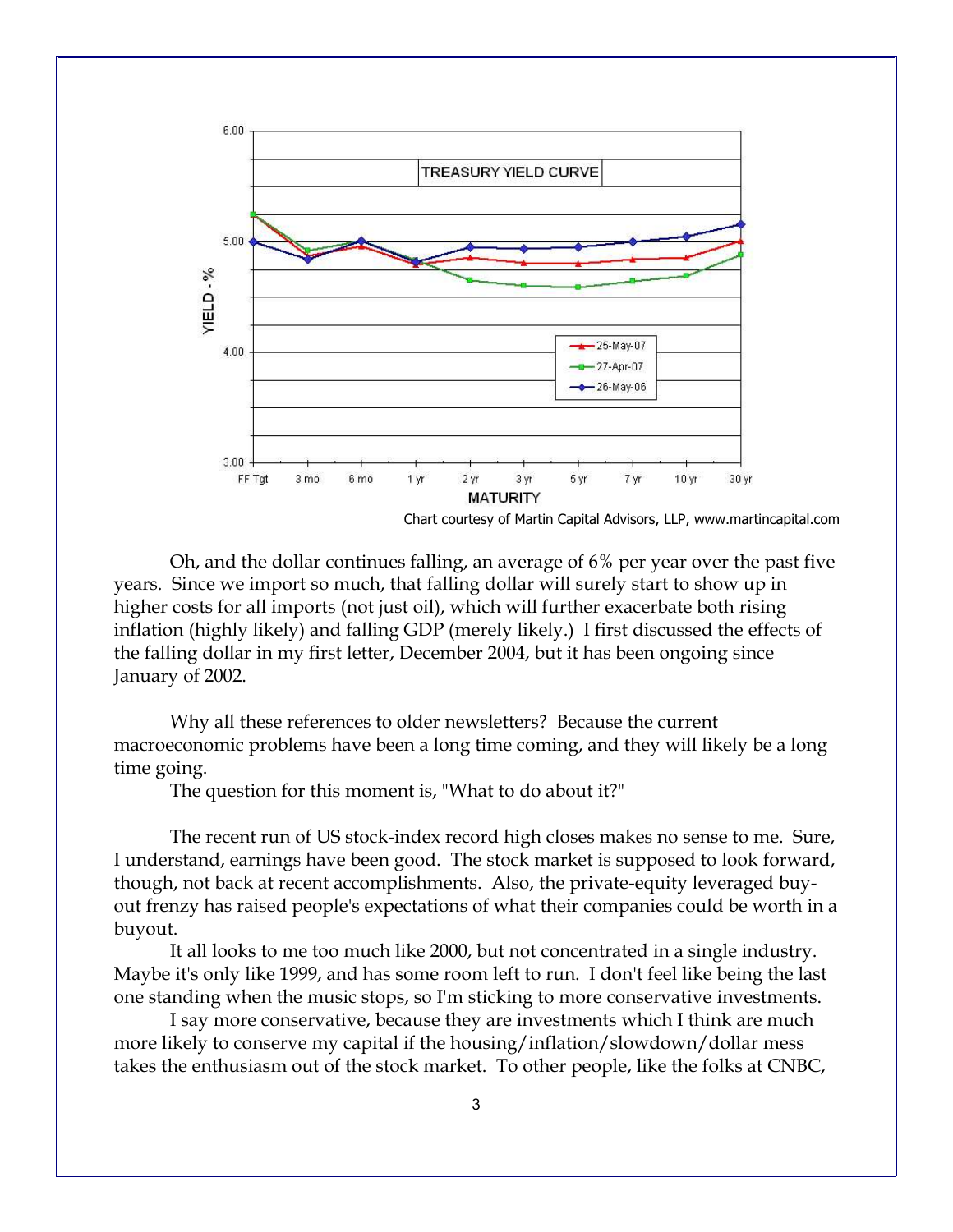Chart courtesy of Martin Capital Advisors, LLP, www.martincapital.com

Oh, and the dollar continues falling, an average of 6% per year over the past five years. Since we import so much, that falling dollar will surely start to show up in higher costs for all imports (not just oil), which will further exacerbate both rising inflation (highly likely) and falling GDP (merely likely.) I first discussed the effects of the falling dollar in my first letter, December 2004, but it has been ongoing since January of 2002.

Why all these references to older newsletters? Because the current macroeconomic problems have been a long time coming, and they will likely be a long time going.

The question for this moment is, "What to do about it?"

The recent run of US stock-index record high closes makes no sense to me. Sure, I understand, earnings have been good. The stock market is supposed to look forward, though, not back at recent accomplishments. Also, the private-equity leveraged buy-out frenzy has raised people's expectations of what their companies could be worth in a buyout.

It all looks to me too much like 2000, but not concentrated in a single industry. Maybe it's only like 1999, and has some room left to run. I don't feel like being the last one standing when the music stops, so I'm sticking to more conservative investments.

I say more conservative, because they are investments which I think are much more likely to conserve my capital if the housing/inflation/slowdown/dollar mess takes the enthusiasm out of the stock market. To other people, like the folks at CNBC,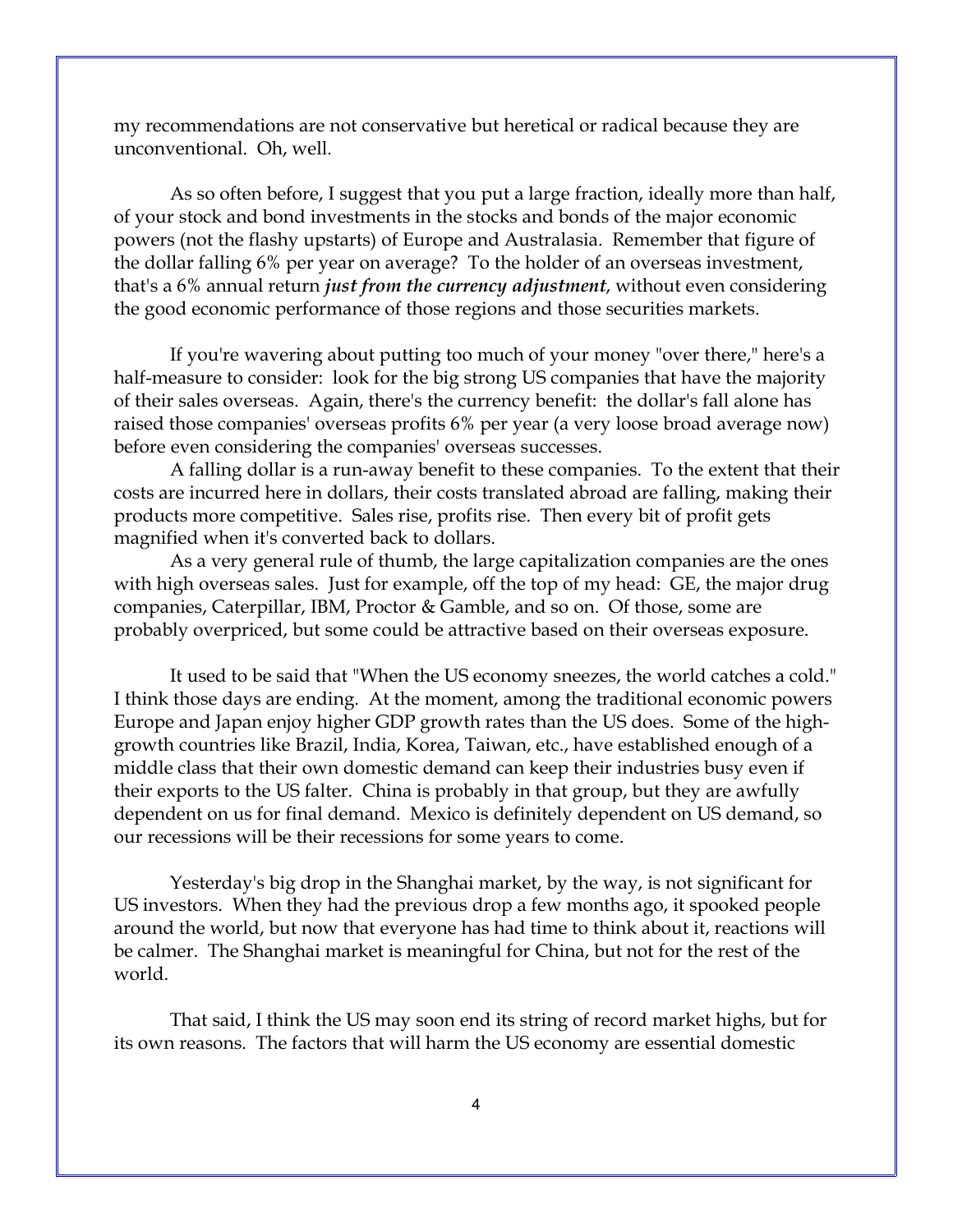my recommendations are not conservative but heretical or radical because they are unconventional. Oh, well.

As so often before, I suggest that you put a large fraction, ideally more than half, of your stock and bond investments in the stocks and bonds of the major economic powers (not the flashy upstarts) of Europe and Australasia. Remember that figure of the dollar falling 6% per year on average? To the holder of an overseas investment, that's a 6% annual return ***just from the currency adjustment***, without even considering the good economic performance of those regions and those securities markets.

If you're wavering about putting too much of your money "over there," here's a half-measure to consider: look for the big strong US companies that have the majority of their sales overseas. Again, there's the currency benefit: the dollar's fall alone has raised those companies' overseas profits 6% per year (a very loose broad average now) before even considering the companies' overseas successes.

A falling dollar is a run-away benefit to these companies. To the extent that their costs are incurred here in dollars, their costs translated abroad are falling, making their products more competitive. Sales rise, profits rise. Then every bit of profit gets magnified when it's converted back to dollars.

As a very general rule of thumb, the large capitalization companies are the ones with high overseas sales. Just for example, off the top of my head: GE, the major drug companies, Caterpillar, IBM, Proctor & Gamble, and so on. Of those, some are probably overpriced, but some could be attractive based on their overseas exposure.

It used to be said that "When the US economy sneezes, the world catches a cold." I think those days are ending. At the moment, among the traditional economic powers Europe and Japan enjoy higher GDP growth rates than the US does. Some of the high-growth countries like Brazil, India, Korea, Taiwan, etc., have established enough of a middle class that their own domestic demand can keep their industries busy even if their exports to the US falter. China is probably in that group, but they are awfully dependent on us for final demand. Mexico is definitely dependent on US demand, so our recessions will be their recessions for some years to come.

Yesterday's big drop in the Shanghai market, by the way, is not significant for US investors. When they had the previous drop a few months ago, it spooked people around the world, but now that everyone has had time to think about it, reactions will be calmer. The Shanghai market is meaningful for China, but not for the rest of the world.

That said, I think the US may soon end its string of record market highs, but for its own reasons. The factors that will harm the US economy are essential domestic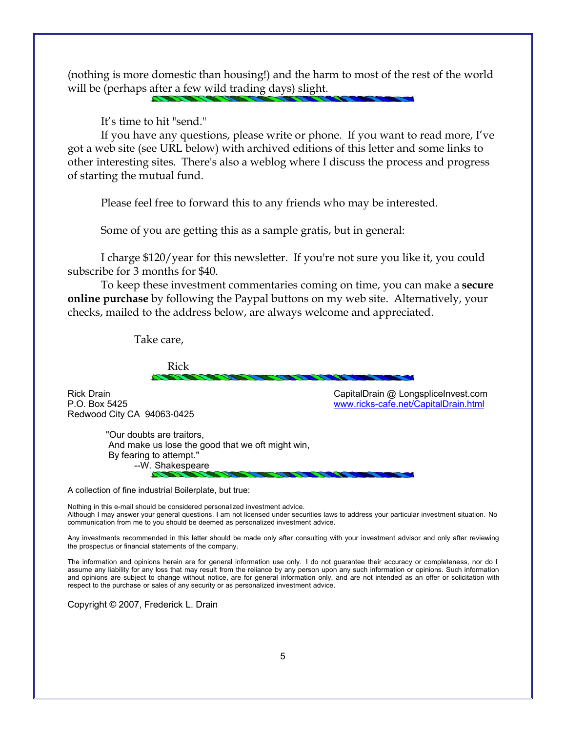(nothing is more domestic than housing!) and the harm to most of the rest of the world will be (perhaps after a few wild trading days) slight.

It's time to hit "send."

If you have any questions, please write or phone. If you want to read more, I've got a web site (see URL below) with archived editions of this letter and some links to other interesting sites. There's also a weblog where I discuss the process and progress of starting the mutual fund.

Please feel free to forward this to any friends who may be interested.

Some of you are getting this as a sample gratis, but in general:

I charge $120/year for this newsletter. If you're not sure you like it, you could subscribe for 3 months for $40.

To keep these investment commentaries coming on time, you can make a **secure online purchase** by following the Paypal buttons on my web site. Alternatively, your checks, mailed to the address below, are always welcome and appreciated.

Take care,

Rick

Rick Drain
P.O. Box 5425
Redwood City CA 94063-0425

CapitalDrain @ LongspliceInvest.com
www.ricks-cafe.net/CapitalDrain.html

"Our doubts are traitors,
And make us lose the good that we oft might win,
By fearing to attempt."
--W. Shakespeare

A collection of fine industrial Boilerplate, but true:

Nothing in this e-mail should be considered personalized investment advice.
Although I may answer your general questions, I am not licensed under securities laws to address your particular investment situation. No communication from me to you should be deemed as personalized investment advice.

Any investments recommended in this letter should be made only after consulting with your investment advisor and only after reviewing the prospectus or financial statements of the company.

The information and opinions herein are for general information use only. I do not guarantee their accuracy or completeness, nor do I assume any liability for any loss that may result from the reliance by any person upon any such information or opinions. Such information and opinions are subject to change without notice, are for general information only, and are not intended as an offer or solicitation with respect to the purchase or sales of any security or as personalized investment advice.

Copyright © 2007, Frederick L. Drain